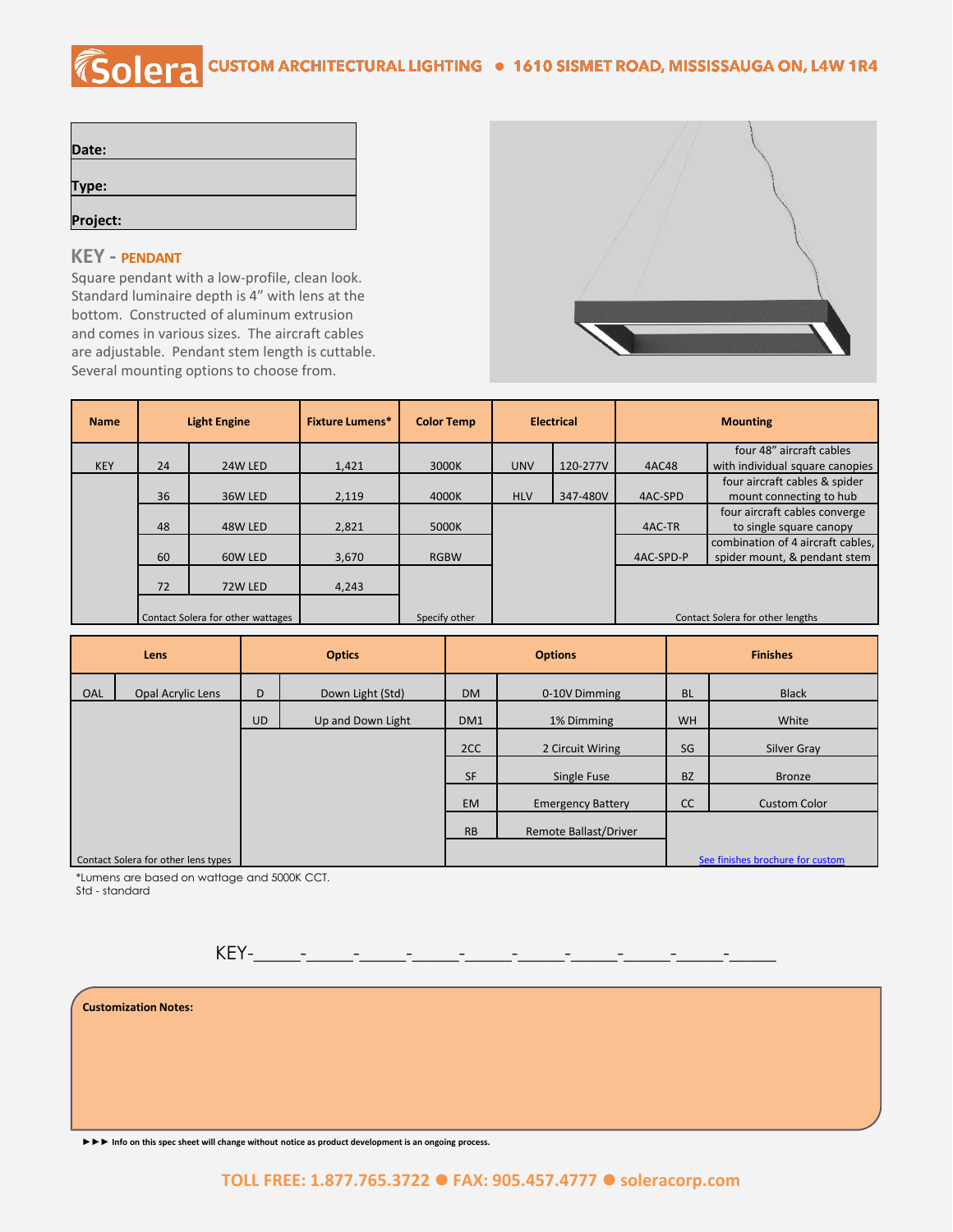# Solera CUSTOM ARCHITECTURAL LIGHTING • 1610 SISMET ROAD, MISSISSAUGA ON, L4W 1R4

| Date: |
|---|
| Type: |
| Project: |

## KEY - PENDANT

Square pendant with a low-profile, clean look. Standard luminaire depth is 4" with lens at the bottom. Constructed of aluminum extrusion and comes in various sizes. The aircraft cables are adjustable. Pendant stem length is cuttable. Several mounting options to choose from.

| Name | Light Engine | | Fixture Lumens* | Color Temp | Electrical | | Mounting | |
|---|---|---|---|---|---|---|---|---|
| KEY | 24 | 24W LED | 1,421 | 3000K | UNV | 120-277V | 4AC48 | four 48" aircraft cables with individual square canopies |
| | 36 | 36W LED | 2,119 | 4000K | HLV | 347-480V | 4AC-SPD | four aircraft cables & spider mount connecting to hub |
| | 48 | 48W LED | 2,821 | 5000K | | | 4AC-TR | four aircraft cables converge to single square canopy |
| | 60 | 60W LED | 3,670 | RGBW | | | 4AC-SPD-P | combination of 4 aircraft cables, spider mount, & pendant stem |
| | 72 | 72W LED | 4,243 | | | | | |
| | Contact Solera for other wattages | | | Specify other | | | Contact Solera for other lengths | |

| Lens | | Optics | | Options | | Finishes | |
|---|---|---|---|---|---|---|---|
| OAL | Opal Acrylic Lens | D | Down Light (Std) | DM | 0-10V Dimming | BL | Black |
| | | UD | Up and Down Light | DM1 | 1% Dimming | WH | White |
| | | | | 2CC | 2 Circuit Wiring | SG | Silver Gray |
| | | | | SF | Single Fuse | BZ | Bronze |
| | | | | EM | Emergency Battery | CC | Custom Color |
| | | | | RB | Remote Ballast/Driver | | |
| Contact Solera for other lens types | | | | | | See finishes brochure for custom | |

*Lumens are based on wattage and 5000K CCT.
Std - standard

KEY-\_\_\_\_\_-\_\_\_\_\_-\_\_\_\_\_-\_\_\_\_\_-\_\_\_\_\_-\_\_\_\_\_-\_\_\_\_\_-\_\_\_\_\_-\_\_\_\_\_-\_\_\_\_\_

**Customization Notes:**

►►► Info on this spec sheet will change without notice as product development is an ongoing process.

TOLL FREE: 1.877.765.3722 ● FAX: 905.457.4777 ● soleracorp.com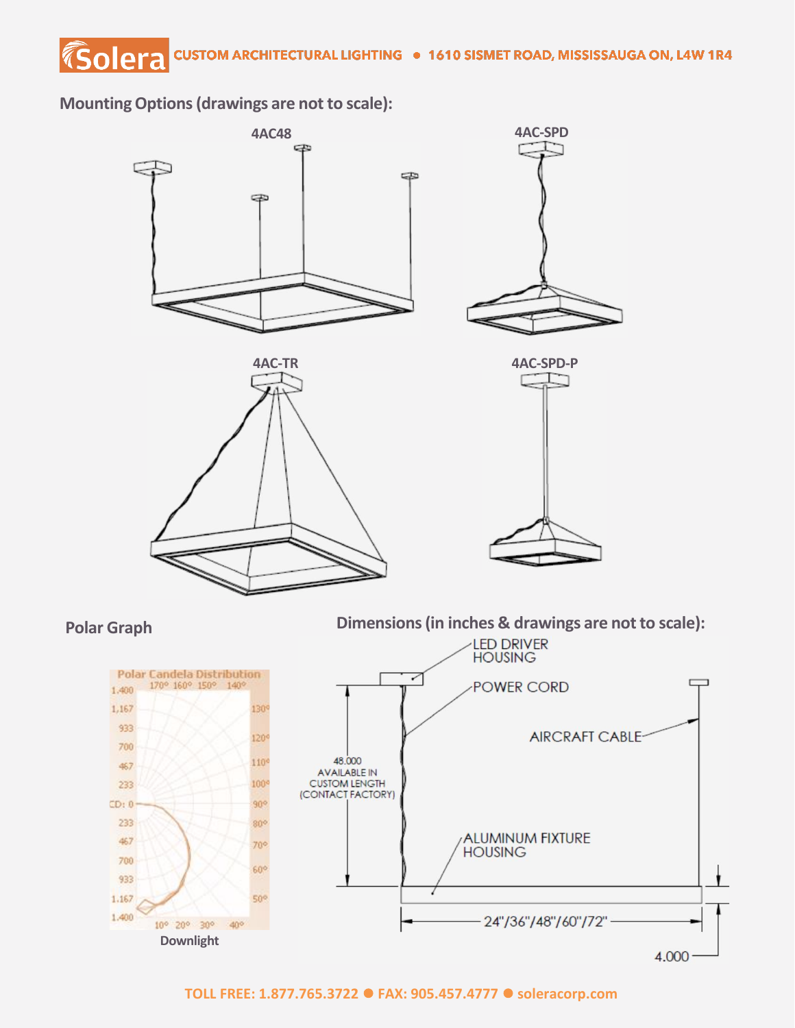## Mounting Options (drawings are not to scale):

4AC48

4AC-SPD

4AC-TR

4AC-SPD-P

## Polar Graph

Polar Candela Distribution

1,400
1,167
933
700
467
233
CD: 0
233
467
700
933
1,167
1,400

170° 160° 150° 140°
130°
120°
110°
100°
90°
80°
70°
60°
50°
10° 20° 30° 40°

Downlight

## Dimensions (in inches & drawings are not to scale):

LED DRIVER HOUSING

POWER CORD

AIRCRAFT CABLE

48.000
AVAILABLE IN CUSTOM LENGTH (CONTACT FACTORY)

ALUMINUM FIXTURE HOUSING

24"/36"/48"/60"/72"

4.000